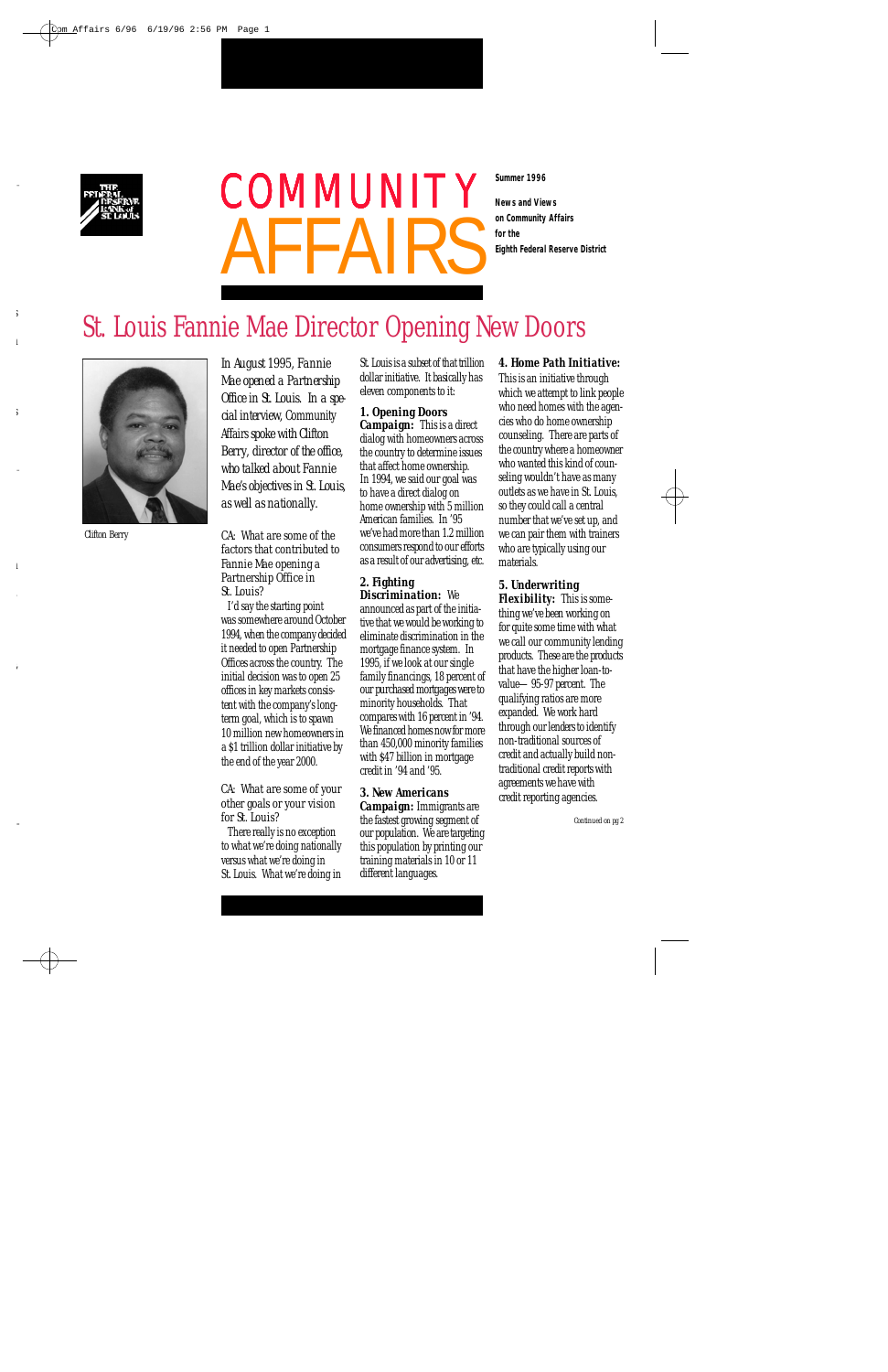# COMMUNITY AFFAIRS

**Summer 1996**

**News and Views on Community Affairs for the Eighth Federal Reserve District**

## St. Louis Fannie Mae Director Opening New Doors

Clifton Berry

In August 1995, Fannie Mae opened a Partnership Office in St. Louis. In a special interview, Community Affairs spoke with Clifton Berry, director of the office, who talked about Fannie Mae's objectives in St. Louis, as well as nationally.

CA: What are some of the factors that contributed to Fannie Mae opening a Partnership Office in St. Louis?

I'd say the starting point was somewhere around October 1994, when the company decided it needed to open Partnership Offices across the country. The initial decision was to open 25 offices in key markets consistent with the company's long-term goal, which is to spawn 10 million new homeowners in a $1 trillion dollar initiative by the end of the year 2000.

CA: What are some of your other goals or your vision for St. Louis?

There really is no exception to what we're doing nationally versus what we're doing in St. Louis. What we're doing in St. Louis is a subset of that trillion dollar initiative. It basically has eleven components to it:

**1. Opening Doors Campaign:** This is a direct dialog with homeowners across the country to determine issues that affect home ownership. In 1994, we said our goal was to have a direct dialog on home ownership with 5 million American families. In '95 we've had more than 1.2 million consumers respond to our efforts as a result of our advertising, etc.

**2. Fighting Discrimination:** We announced as part of the initiative that we would be working to eliminate discrimination in the mortgage finance system. In 1995, if we look at our single family financings, 18 percent of our purchased mortgages were to minority households. That compares with 16 percent in '94. We financed homes now for more than 450,000 minority families with $47 billion in mortgage credit in '94 and '95.

**3. New Americans Campaign:** Immigrants are the fastest growing segment of our population. We are targeting this population by printing our training materials in 10 or 11 different languages.

**4. Home Path Initiative:** This is an initiative through which we attempt to link people who need homes with the agencies who do home ownership counseling. There are parts of the country where a homeowner who wanted this kind of counseling wouldn't have as many outlets as we have in St. Louis, so they could call a central number that we've set up, and we can pair them with trainers who are typically using our materials.

**5. Underwriting Flexibility:** This is something we've been working on for quite some time with what we call our community lending products. These are the products that have the higher loan-to-value— 95-97 percent. The qualifying ratios are more expanded. We work hard through our lenders to identify non-traditional sources of credit and actually build non-traditional credit reports with agreements we have with credit reporting agencies.

Continued on pg 2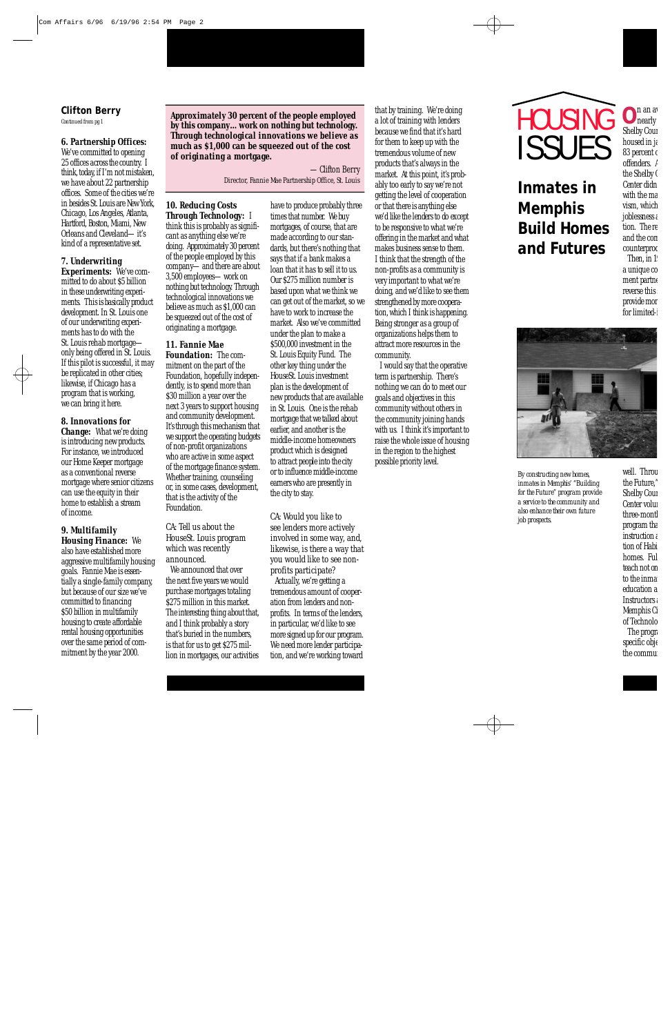## Clifton Berry

Continued from pg 1

**6. Partnership Offices:** We've committed to opening 25 offices across the country. I think, today, if I'm not mistaken, we have about 22 partnership offices. Some of the cities we're in besides St. Louis are New York, Chicago, Los Angeles, Atlanta, Hartford, Boston, Miami, New Orleans and Cleveland— it's kind of a representative set.

**7. Underwriting Experiments:** We've committed to do about $5 billion in these underwriting experiments. This is basically product development. In St. Louis one of our underwriting experiments has to do with the St. Louis rehab mortgage— only being offered in St. Louis. If this pilot is successful, it may be replicated in other cities; likewise, if Chicago has a program that is working, we can bring it here.

**8. Innovations for Change:** What we're doing is introducing new products. For instance, we introduced our Home Keeper mortgage as a conventional reverse mortgage where senior citizens can use the equity in their home to establish a stream of income.

**9. Multifamily Housing Finance:** We also have established more aggressive multifamily housing goals. Fannie Mae is essentially a single-family company, but because of our size we've committed to financing $50 billion in multifamily housing to create affordable rental housing opportunities over the same period of commitment by the year 2000.

> **Approximately 30 percent of the people employed by this company... work on nothing but technology. Through technological innovations we believe as much as $1,000 can be squeezed out of the cost of originating a mortgage.**
>
> — Clifton Berry
> Director, Fannie Mae Partnership Office, St. Louis

**10. Reducing Costs Through Technology:** I think this is probably as significant as anything else we're doing. Approximately 30 percent of the people employed by this company— and there are about 3,500 employees— work on nothing but technology. Through technological innovations we believe as much as $1,000 can be squeezed out of the cost of originating a mortgage.

**11. Fannie Mae Foundation:** The commitment on the part of the Foundation, hopefully independently, is to spend more than $30 million a year over the next 3 years to support housing and community development. It's through this mechanism that we support the operating budgets of non-profit organizations who are active in some aspect of the mortgage finance system. Whether training, counseling or, in some cases, development, that is the activity of the Foundation.

CA: Tell us about the HouseSt. Louis program which was recently announced.

We announced that over the next five years we would purchase mortgages totaling $275 million in this market. The interesting thing about that, and I think probably a story that's buried in the numbers, is that for us to get $275 million in mortgages, our activities have to produce probably three times that number. We buy mortgages, of course, that are made according to our standards, but there's nothing that says that if a bank makes a loan that it has to sell it to us. Our $275 million number is based upon what we think we can get out of the market, so we have to work to increase the market. Also we've committed under the plan to make a $500,000 investment in the St. Louis Equity Fund. The other key thing under the HouseSt. Louis investment plan is the development of new products that are available in St. Louis. One is the rehab mortgage that we talked about earlier, and another is the middle-income homeowners product which is designed to attract people into the city or to influence middle-income earners who are presently in the city to stay.

CA: Would you like to see lenders more actively involved in some way, and, likewise, is there a way that you would like to see non-profits participate?

Actually, we're getting a tremendous amount of cooperation from lenders and non-profits. In terms of the lenders, in particular, we'd like to see more signed up for our program. We need more lender participation, and we're working toward that by training. We're doing a lot of training with lenders because we find that it's hard for them to keep up with the tremendous volume of new products that's always in the market. At this point, it's probably too early to say we're not getting the level of cooperation or that there is anything else we'd like the lenders to do except to be responsive to what we're offering in the market and what makes business sense to them. I think that the strength of the non-profits as a community is very important to what we're doing, and we'd like to see them strengthened by more cooperation, which I think is happening. Being stronger as a group of organizations helps them to attract more resources in the community.

I would say that the operative term is partnership. There's nothing we can do to meet our goals and objectives in this community without others in the community joining hands with us. I think it's important to raise the whole issue of housing in the region to the highest possible priority level.

## HOUSING ISSUES

### Inmates in Memphis Build Homes and Futures

On an av... nearly ... Shelby Coun... housed in ja... 83 percent o... offenders. A... the Shelby C... Center didn... with the ma... vism, which ... joblessness a... tion. There... and the com... counterproc...

Then, in 1... a unique co... ment partne... reverse this ... provide mor... for limited-i...

By constructing new homes, inmates in Memphis' "Building for the Future" program provide a service to the community and also enhance their own future job prospects.

well. Throu... the Future," ... Shelby Coun... Center volu... three-month... program tha... instruction a... tion of Habi... homes. Full... teach not on... to the inmat... education a... Instructors a... Memphis Ci... of Technolo...

The progra... specific obje... the commun...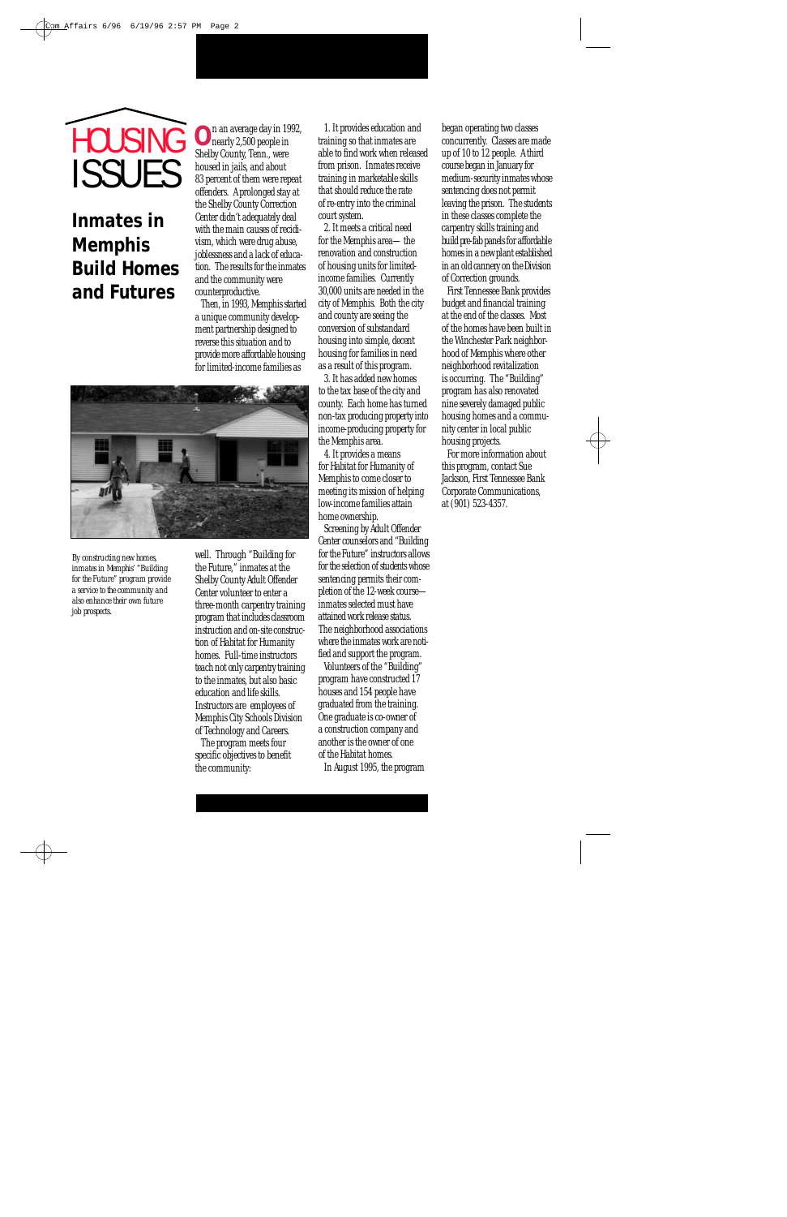# HOUSING ISSUES

## Inmates in Memphis Build Homes and Futures

On an average day in 1992, nearly 2,500 people in Shelby County, Tenn., were housed in jails, and about 83 percent of them were repeat offenders. A prolonged stay at the Shelby County Correction Center didn't adequately deal with the main causes of recidivism, which were drug abuse, joblessness and a lack of education. The results for the inmates and the community were counterproductive.

Then, in 1993, Memphis started a unique community development partnership designed to reverse this situation and to provide more affordable housing for limited-income families as well. Through "Building for the Future," inmates at the Shelby County Adult Offender Center volunteer to enter a three-month carpentry training program that includes classroom instruction and on-site construction of Habitat for Humanity homes. Full-time instructors teach not only carpentry training to the inmates, but also basic education and life skills. Instructors are employees of Memphis City Schools Division of Technology and Careers.

By constructing new homes, inmates in Memphis' "Building for the Future" program provide a service to the community and also enhance their own future job prospects.

The program meets four specific objectives to benefit the community:

1. It provides education and training so that inmates are able to find work when released from prison. Inmates receive training in marketable skills that should reduce the rate of re-entry into the criminal court system.

2. It meets a critical need for the Memphis area— the renovation and construction of housing units for limited-income families. Currently 30,000 units are needed in the city of Memphis. Both the city and county are seeing the conversion of substandard housing into simple, decent housing for families in need as a result of this program.

3. It has added new homes to the tax base of the city and county. Each home has turned non-tax producing property into income-producing property for the Memphis area.

4. It provides a means for Habitat for Humanity of Memphis to come closer to meeting its mission of helping low-income families attain home ownership.

Screening by Adult Offender Center counselors and "Building for the Future" instructors allows for the selection of students whose sentencing permits their completion of the 12-week course— inmates selected must have attained work release status. The neighborhood associations where the inmates work are notified and support the program.

Volunteers of the "Building" program have constructed 17 houses and 154 people have graduated from the training. One graduate is co-owner of a construction company and another is the owner of one of the Habitat homes.

In August 1995, the program began operating two classes concurrently. Classes are made up of 10 to 12 people. A third course began in January for medium-security inmates whose sentencing does not permit leaving the prison. The students in these classes complete the carpentry skills training and build pre-fab panels for affordable homes in a new plant established in an old cannery on the Division of Correction grounds.

First Tennessee Bank provides budget and financial training at the end of the classes. Most of the homes have been built in the Winchester Park neighborhood of Memphis where other neighborhood revitalization is occurring. The "Building" program has also renovated nine severely damaged public housing homes and a community center in local public housing projects.

For more information about this program, contact Sue Jackson, First Tennessee Bank Corporate Communications, at (901) 523-4357.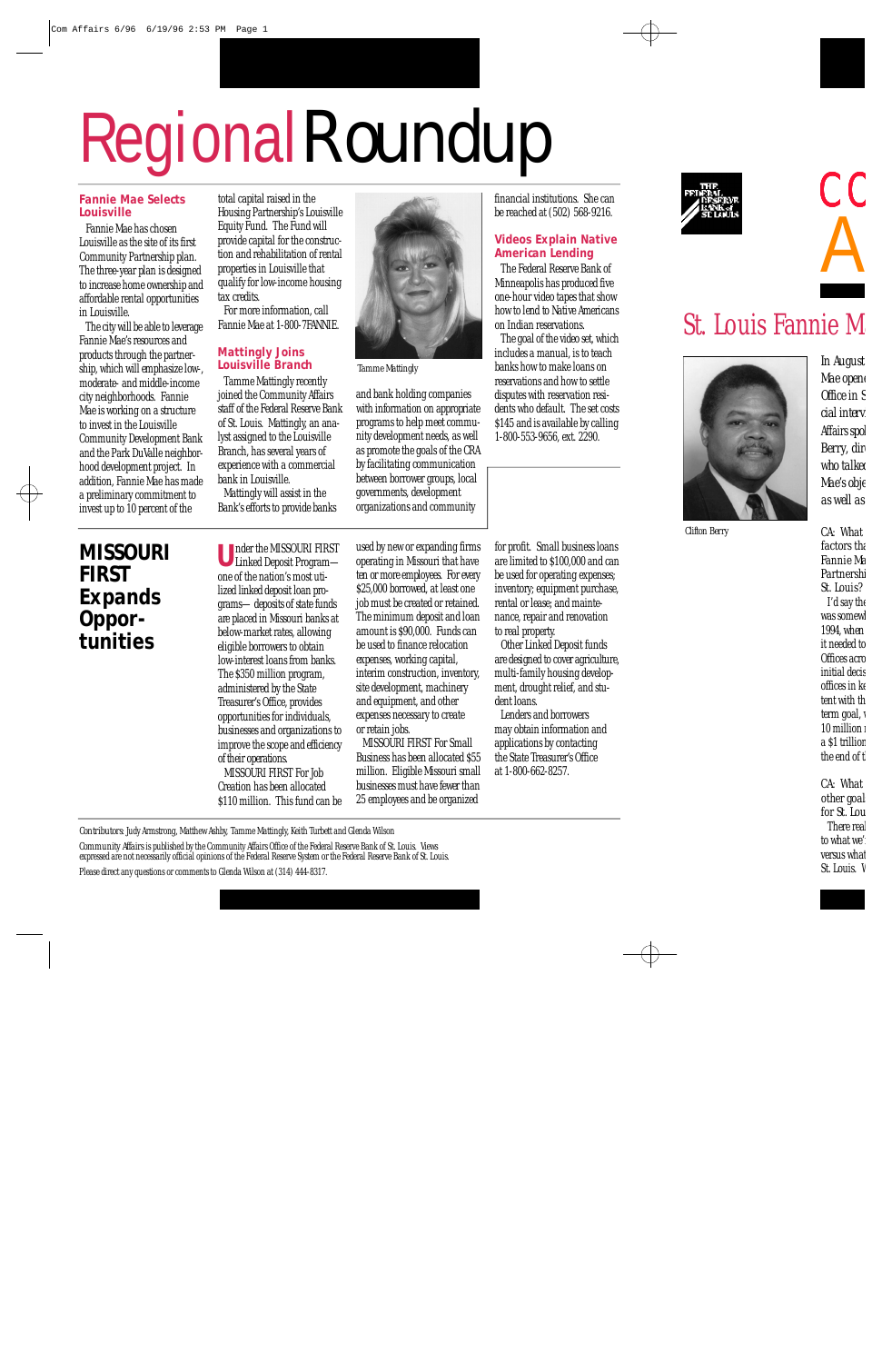# Regional Roundup

## Fannie Mae Selects Louisville

Fannie Mae has chosen Louisville as the site of its first Community Partnership plan. The three-year plan is designed to increase home ownership and affordable rental opportunities in Louisville.

The city will be able to leverage Fannie Mae's resources and products through the partnership, which will emphasize low-, moderate- and middle-income city neighborhoods. Fannie Mae is working on a structure to invest in the Louisville Community Development Bank and the Park DuValle neighborhood development project. In addition, Fannie Mae has made a preliminary commitment to invest up to 10 percent of the total capital raised in the Housing Partnership's Louisville Equity Fund. The fund will provide capital for the construction and rehabilitation of rental properties in Louisville that qualify for low-income housing tax credits.

For more information, call Fannie Mae at 1-800-7FANNIE.

## Mattingly Joins Louisville Branch

Tamme Mattingly

Tamme Mattingly recently joined the Community Affairs staff of the Federal Reserve Bank of St. Louis. Mattingly, an analyst assigned to the Louisville Branch, has several years of experience with a commercial bank in Louisville.

Mattingly will assist in the Bank's efforts to provide banks and bank holding companies with information on appropriate programs to help meet community development needs, as well as promote the goals of the CRA by facilitating communication between borrower groups, local governments, development organizations and community financial institutions. She can be reached at (502) 568-9216.

## Videos Explain Native American Lending

The Federal Reserve Bank of Minneapolis has produced five one-hour video tapes that show how to lend to Native Americans on Indian reservations.

The goal of the video set, which includes a manual, is to teach banks how to make loans on reservations and how to settle disputes with reservation residents who default. The set costs $145 and is available by calling 1-800-553-9656, ext. 2290.

## MISSOURI FIRST Expands Opportunities

Under the MISSOURI FIRST Linked Deposit Program—one of the nation's most utilized linked deposit loan programs— deposits of state funds are placed in Missouri banks at below-market rates, allowing eligible borrowers to obtain low-interest loans from banks. The $350 million program, administered by the State Treasurer's Office, provides opportunities for individuals, businesses and organizations to improve the scope and efficiency of their operations.

MISSOURI FIRST For Job Creation has been allocated $110 million. This fund can be used by new or expanding firms operating in Missouri that have ten or more employees. For every $25,000 borrowed, at least one job must be created or retained. The minimum deposit and loan amount is $90,000. Funds can be used to finance relocation expenses, working capital, interim construction, inventory, site development, machinery and equipment, and other expenses necessary to create or retain jobs.

MISSOURI FIRST For Small Business has been allocated $55 million. Eligible Missouri small businesses must have fewer than 25 employees and be organized for profit. Small business loans are limited to $100,000 and can be used for operating expenses; inventory; equipment purchase, rental or lease; and maintenance, repair and renovation to real property.

Other Linked Deposit funds are designed to cover agriculture, multi-family housing development, drought relief, and student loans.

Lenders and borrowers may obtain information and applications by contacting the State Treasurer's Office at 1-800-662-8257.

---

Contributors: Judy Armstrong, Matthew Ashby, Tamme Mattingly, Keith Turbett and Glenda Wilson

Community Affairs is published by the Community Affairs Office of the Federal Reserve Bank of St. Louis. Views expressed are not necessarily official opinions of the Federal Reserve System or the Federal Reserve Bank of St. Louis.

Please direct any questions or comments to Glenda Wilson at (314) 444-8317.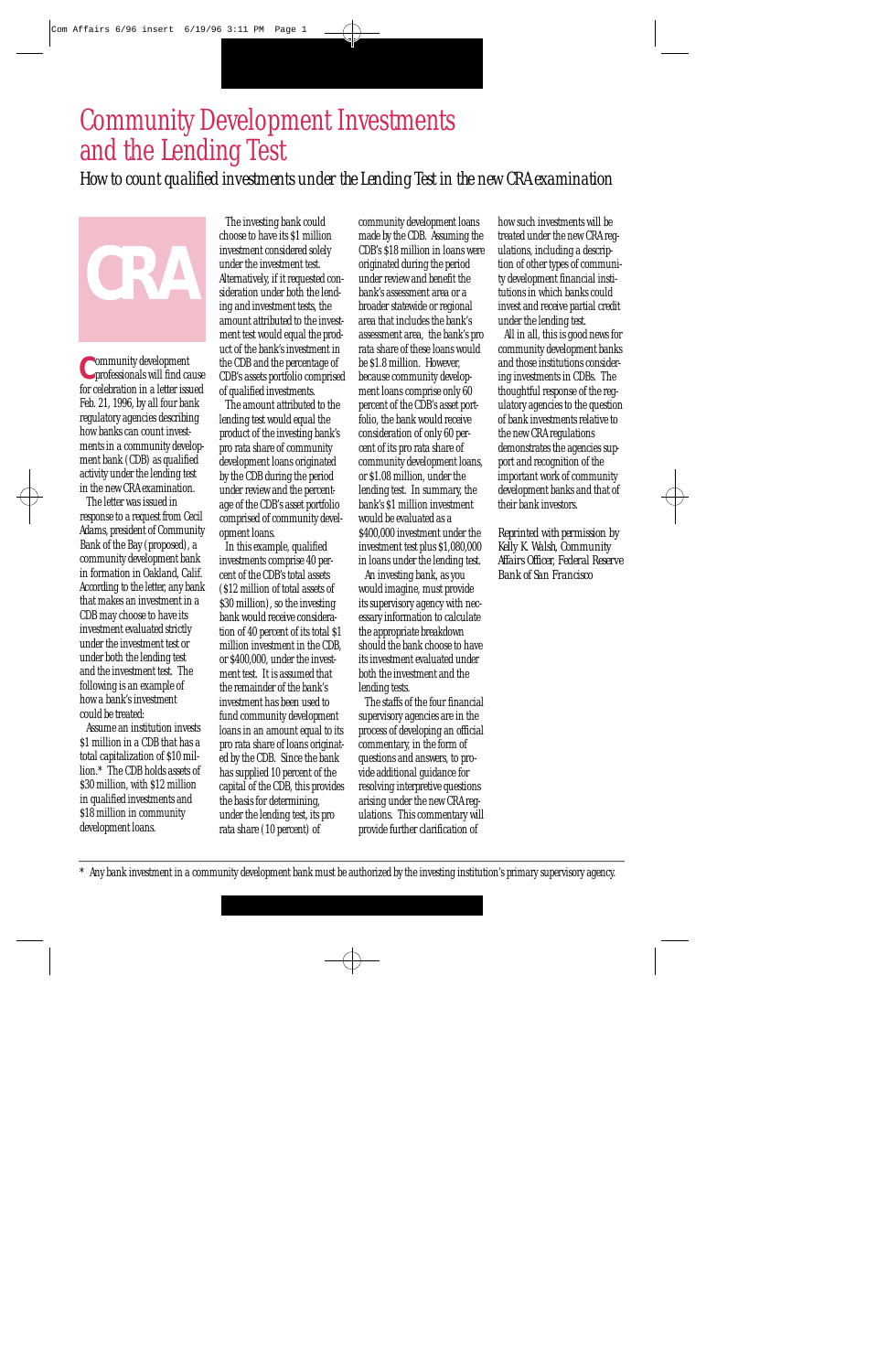# Community Development Investments and the Lending Test

*How to count qualified investments under the Lending Test in the new CRA examination*

CRA

Community development professionals will find cause for celebration in a letter issued Feb. 21, 1996, by all four bank regulatory agencies describing how banks can count investments in a community development bank (CDB) as qualified activity under the lending test in the new CRA examination.

The letter was issued in response to a request from Cecil Adams, president of Community Bank of the Bay (proposed), a community development bank in formation in Oakland, Calif. According to the letter, any bank that makes an investment in a CDB may choose to have its investment evaluated strictly under the investment test or under both the lending test and the investment test. The following is an example of how a bank's investment could be treated:

Assume an institution invests $1 million in a CDB that has a total capitalization of $10 million.* The CDB holds assets of $30 million, with $12 million in qualified investments and $18 million in community development loans.

The investing bank could choose to have its $1 million investment considered solely under the investment test. Alternatively, if it requested consideration under both the lending and investment tests, the amount attributed to the investment test would equal the product of the bank's investment in the CDB and the percentage of CDB's assets portfolio comprised of qualified investments.

The amount attributed to the lending test would equal the product of the investing bank's pro rata share of community development loans originated by the CDB during the period under review and the percentage of the CDB's asset portfolio comprised of community development loans.

In this example, qualified investments comprise 40 percent of the CDB's total assets ($12 million of total assets of $30 million), so the investing bank would receive consideration of 40 percent of its total $1 million investment in the CDB, or $400,000, under the investment test. It is assumed that the remainder of the bank's investment has been used to fund community development loans in an amount equal to its pro rata share of loans originated by the CDB. Since the bank has supplied 10 percent of the capital of the CDB, this provides the basis for determining, under the lending test, its pro rata share (10 percent) of community development loans made by the CDB. Assuming the CDB's $18 million in loans were originated during the period under review and benefit the bank's assessment area or a broader statewide or regional area that includes the bank's assessment area, the bank's pro rata share of these loans would be $1.8 million. However, because community development loans comprise only 60 percent of the CDB's asset portfolio, the bank would receive consideration of only 60 percent of its pro rata share of community development loans, or $1.08 million, under the lending test. In summary, the bank's $1 million investment would be evaluated as a $400,000 investment under the investment test plus $1,080,000 in loans under the lending test.

An investing bank, as you would imagine, must provide its supervisory agency with necessary information to calculate the appropriate breakdown should the bank choose to have its investment evaluated under both the investment and the lending tests.

The staffs of the four financial supervisory agencies are in the process of developing an official commentary, in the form of questions and answers, to provide additional guidance for resolving interpretive questions arising under the new CRA regulations. This commentary will provide further clarification of how such investments will be treated under the new CRA regulations, including a description of other types of community development financial institutions in which banks could invest and receive partial credit under the lending test.

All in all, this is good news for community development banks and those institutions considering investments in CDBs. The thoughtful response of the regulatory agencies to the question of bank investments relative to the new CRA regulations demonstrates the agencies support and recognition of the important work of community development banks and that of their bank investors.

*Reprinted with permission by Kelly K. Walsh, Community Affairs Officer, Federal Reserve Bank of San Francisco*

---

\* Any bank investment in a community development bank must be authorized by the investing institution's primary supervisory agency.